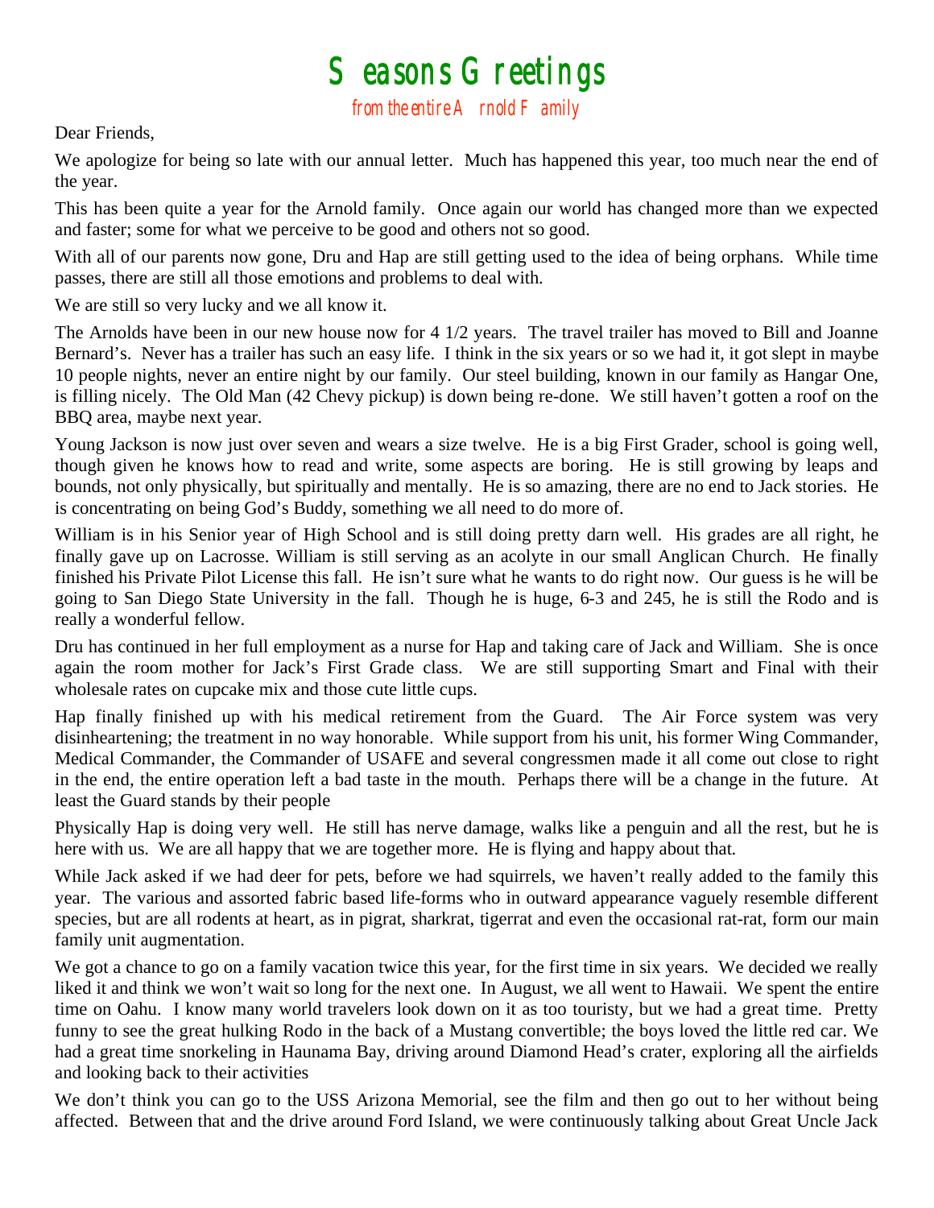# Seasons Greetings

from the entire Arnold Family

Dear Friends,

We apologize for being so late with our annual letter. Much has happened this year, too much near the end of the year.

This has been quite a year for the Arnold family. Once again our world has changed more than we expected and faster; some for what we perceive to be good and others not so good.

With all of our parents now gone, Dru and Hap are still getting used to the idea of being orphans. While time passes, there are still all those emotions and problems to deal with.

We are still so very lucky and we all know it.

The Arnolds have been in our new house now for 4 1/2 years. The travel trailer has moved to Bill and Joanne Bernard's. Never has a trailer has such an easy life. I think in the six years or so we had it, it got slept in maybe 10 people nights, never an entire night by our family. Our steel building, known in our family as Hangar One, is filling nicely. The Old Man (42 Chevy pickup) is down being re-done. We still haven't gotten a roof on the BBQ area, maybe next year.

Young Jackson is now just over seven and wears a size twelve. He is a big First Grader, school is going well, though given he knows how to read and write, some aspects are boring. He is still growing by leaps and bounds, not only physically, but spiritually and mentally. He is so amazing, there are no end to Jack stories. He is concentrating on being God's Buddy, something we all need to do more of.

William is in his Senior year of High School and is still doing pretty darn well. His grades are all right, he finally gave up on Lacrosse. William is still serving as an acolyte in our small Anglican Church. He finally finished his Private Pilot License this fall. He isn't sure what he wants to do right now. Our guess is he will be going to San Diego State University in the fall. Though he is huge, 6-3 and 245, he is still the Rodo and is really a wonderful fellow.

Dru has continued in her full employment as a nurse for Hap and taking care of Jack and William. She is once again the room mother for Jack's First Grade class. We are still supporting Smart and Final with their wholesale rates on cupcake mix and those cute little cups.

Hap finally finished up with his medical retirement from the Guard. The Air Force system was very disinheartening; the treatment in no way honorable. While support from his unit, his former Wing Commander, Medical Commander, the Commander of USAFE and several congressmen made it all come out close to right in the end, the entire operation left a bad taste in the mouth. Perhaps there will be a change in the future. At least the Guard stands by their people

Physically Hap is doing very well. He still has nerve damage, walks like a penguin and all the rest, but he is here with us. We are all happy that we are together more. He is flying and happy about that.

While Jack asked if we had deer for pets, before we had squirrels, we haven't really added to the family this year. The various and assorted fabric based life-forms who in outward appearance vaguely resemble different species, but are all rodents at heart, as in pigrat, sharkrat, tigerrat and even the occasional rat-rat, form our main family unit augmentation.

We got a chance to go on a family vacation twice this year, for the first time in six years. We decided we really liked it and think we won't wait so long for the next one. In August, we all went to Hawaii. We spent the entire time on Oahu. I know many world travelers look down on it as too touristy, but we had a great time. Pretty funny to see the great hulking Rodo in the back of a Mustang convertible; the boys loved the little red car. We had a great time snorkeling in Haunama Bay, driving around Diamond Head's crater, exploring all the airfields and looking back to their activities

We don't think you can go to the USS Arizona Memorial, see the film and then go out to her without being affected. Between that and the drive around Ford Island, we were continuously talking about Great Uncle Jack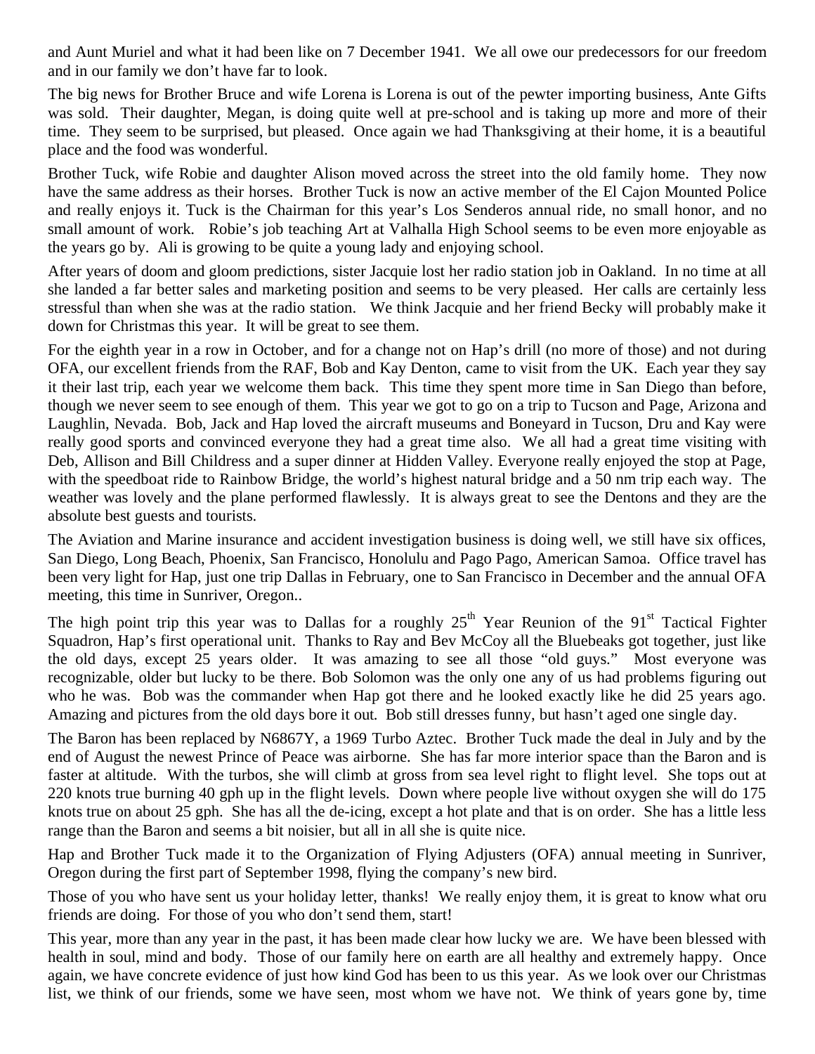and Aunt Muriel and what it had been like on 7 December 1941. We all owe our predecessors for our freedom and in our family we don't have far to look.

The big news for Brother Bruce and wife Lorena is Lorena is out of the pewter importing business, Ante Gifts was sold. Their daughter, Megan, is doing quite well at pre-school and is taking up more and more of their time. They seem to be surprised, but pleased. Once again we had Thanksgiving at their home, it is a beautiful place and the food was wonderful.

Brother Tuck, wife Robie and daughter Alison moved across the street into the old family home. They now have the same address as their horses. Brother Tuck is now an active member of the El Cajon Mounted Police and really enjoys it. Tuck is the Chairman for this year's Los Senderos annual ride, no small honor, and no small amount of work. Robie's job teaching Art at Valhalla High School seems to be even more enjoyable as the years go by. Ali is growing to be quite a young lady and enjoying school.

After years of doom and gloom predictions, sister Jacquie lost her radio station job in Oakland. In no time at all she landed a far better sales and marketing position and seems to be very pleased. Her calls are certainly less stressful than when she was at the radio station. We think Jacquie and her friend Becky will probably make it down for Christmas this year. It will be great to see them.

For the eighth year in a row in October, and for a change not on Hap's drill (no more of those) and not during OFA, our excellent friends from the RAF, Bob and Kay Denton, came to visit from the UK. Each year they say it their last trip, each year we welcome them back. This time they spent more time in San Diego than before, though we never seem to see enough of them. This year we got to go on a trip to Tucson and Page, Arizona and Laughlin, Nevada. Bob, Jack and Hap loved the aircraft museums and Boneyard in Tucson, Dru and Kay were really good sports and convinced everyone they had a great time also. We all had a great time visiting with Deb, Allison and Bill Childress and a super dinner at Hidden Valley. Everyone really enjoyed the stop at Page, with the speedboat ride to Rainbow Bridge, the world's highest natural bridge and a 50 nm trip each way. The weather was lovely and the plane performed flawlessly. It is always great to see the Dentons and they are the absolute best guests and tourists.

The Aviation and Marine insurance and accident investigation business is doing well, we still have six offices, San Diego, Long Beach, Phoenix, San Francisco, Honolulu and Pago Pago, American Samoa. Office travel has been very light for Hap, just one trip Dallas in February, one to San Francisco in December and the annual OFA meeting, this time in Sunriver, Oregon..

The high point trip this year was to Dallas for a roughly 25th Year Reunion of the 91st Tactical Fighter Squadron, Hap's first operational unit. Thanks to Ray and Bev McCoy all the Bluebeaks got together, just like the old days, except 25 years older. It was amazing to see all those "old guys." Most everyone was recognizable, older but lucky to be there. Bob Solomon was the only one any of us had problems figuring out who he was. Bob was the commander when Hap got there and he looked exactly like he did 25 years ago. Amazing and pictures from the old days bore it out. Bob still dresses funny, but hasn't aged one single day.

The Baron has been replaced by N6867Y, a 1969 Turbo Aztec. Brother Tuck made the deal in July and by the end of August the newest Prince of Peace was airborne. She has far more interior space than the Baron and is faster at altitude. With the turbos, she will climb at gross from sea level right to flight level. She tops out at 220 knots true burning 40 gph up in the flight levels. Down where people live without oxygen she will do 175 knots true on about 25 gph. She has all the de-icing, except a hot plate and that is on order. She has a little less range than the Baron and seems a bit noisier, but all in all she is quite nice.

Hap and Brother Tuck made it to the Organization of Flying Adjusters (OFA) annual meeting in Sunriver, Oregon during the first part of September 1998, flying the company's new bird.

Those of you who have sent us your holiday letter, thanks! We really enjoy them, it is great to know what oru friends are doing. For those of you who don't send them, start!

This year, more than any year in the past, it has been made clear how lucky we are. We have been blessed with health in soul, mind and body. Those of our family here on earth are all healthy and extremely happy. Once again, we have concrete evidence of just how kind God has been to us this year. As we look over our Christmas list, we think of our friends, some we have seen, most whom we have not. We think of years gone by, time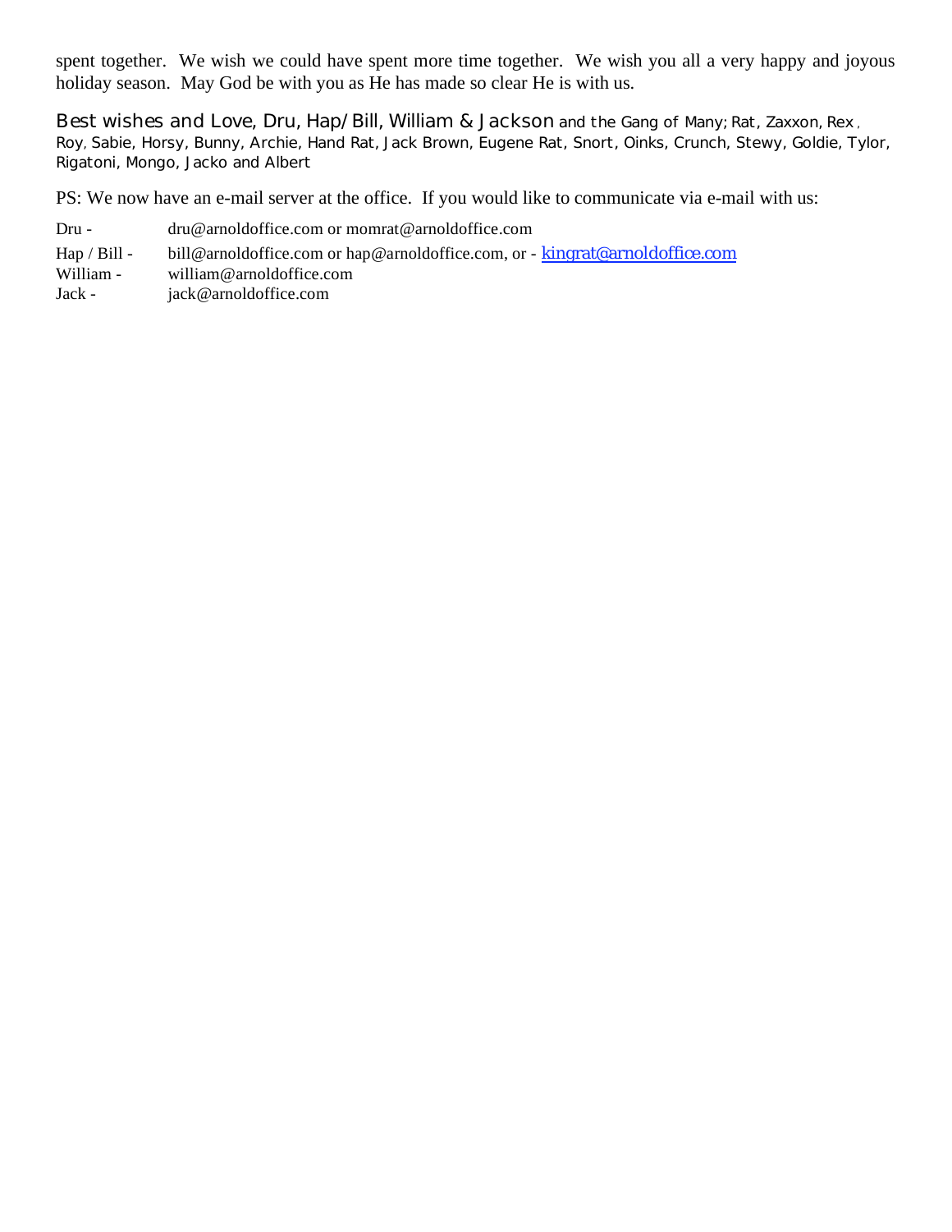spent together. We wish we could have spent more time together. We wish you all a very happy and joyous holiday season. May God be with you as He has made so clear He is with us.

Best wishes and Love, Dru, Hap/Bill, William & Jackson and the Gang of Many; Rat, Zaxxon, Rex, Roy, Sabie, Horsy, Bunny, Archie, Hand Rat, Jack Brown, Eugene Rat, Snort, Oinks, Crunch, Stewy, Goldie, Tylor, Rigatoni, Mongo, Jacko and Albert

PS: We now have an e-mail server at the office. If you would like to communicate via e-mail with us:

| | |
|---|---|
| Dru - | dru@arnoldoffice.com or momrat@arnoldoffice.com |
| Hap / Bill - | bill@arnoldoffice.com or hap@arnoldoffice.com, or - kingrat@arnoldoffice.com |
| William - | william@arnoldoffice.com |
| Jack - | jack@arnoldoffice.com |